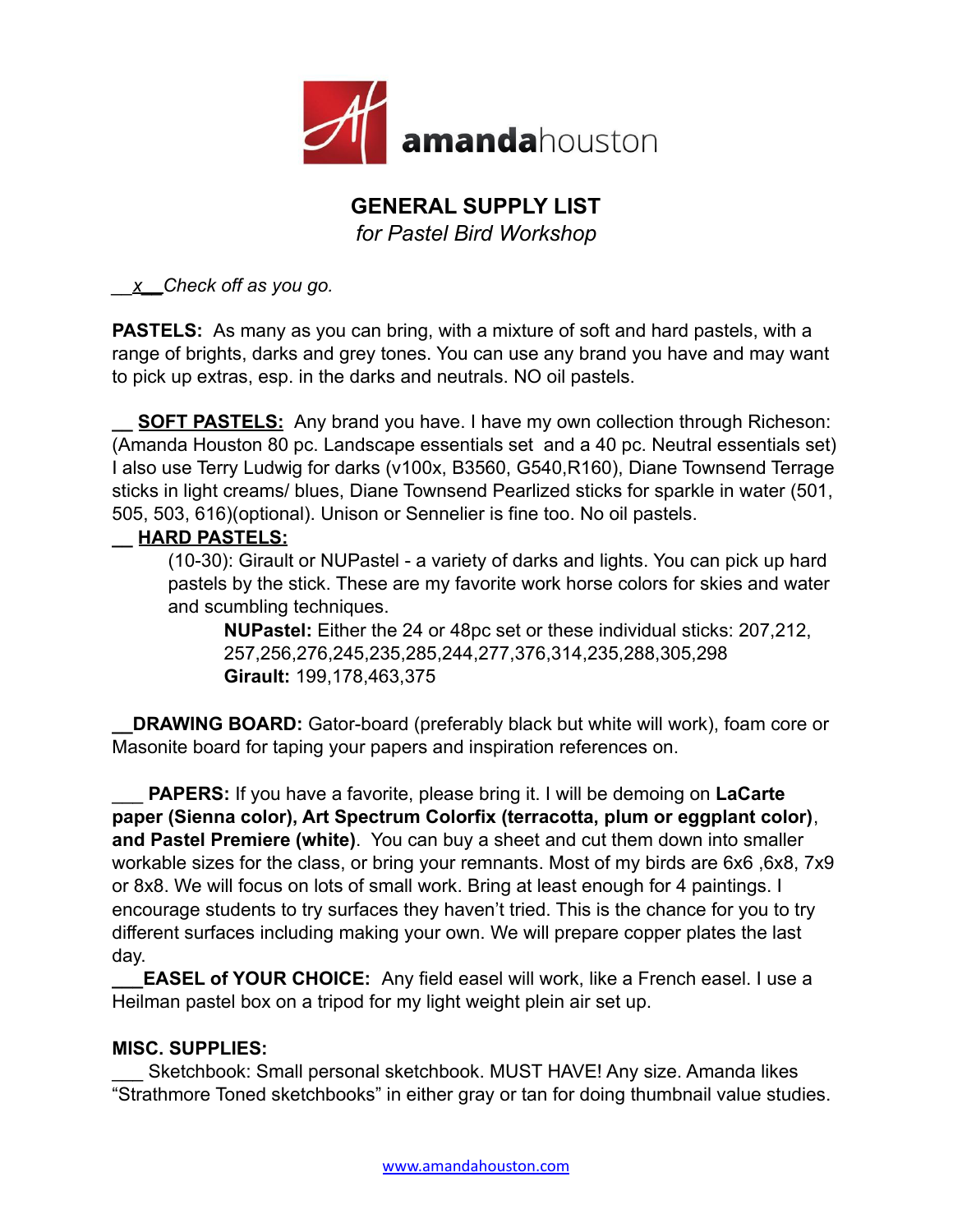amandahouston

# GENERAL SUPPLY LIST

*for Pastel Bird Workshop*

*__x__Check off as you go.*

**PASTELS:** As many as you can bring, with a mixture of soft and hard pastels, with a range of brights, darks and grey tones. You can use any brand you have and may want to pick up extras, esp. in the darks and neutrals. NO oil pastels.

__ **SOFT PASTELS:** Any brand you have. I have my own collection through Richeson: (Amanda Houston 80 pc. Landscape essentials set and a 40 pc. Neutral essentials set) I also use Terry Ludwig for darks (v100x, B3560, G540,R160), Diane Townsend Terrage sticks in light creams/ blues, Diane Townsend Pearlized sticks for sparkle in water (501, 505, 503, 616)(optional). Unison or Sennelier is fine too. No oil pastels.

__ **HARD PASTELS:**

(10-30): Girault or NUPastel - a variety of darks and lights. You can pick up hard pastels by the stick. These are my favorite work horse colors for skies and water and scumbling techniques.

**NUPastel:** Either the 24 or 48pc set or these individual sticks: 207,212, 257,256,276,245,235,285,244,277,376,314,235,288,305,298

**Girault:** 199,178,463,375

__**DRAWING BOARD:** Gator-board (preferably black but white will work), foam core or Masonite board for taping your papers and inspiration references on.

___ **PAPERS:** If you have a favorite, please bring it. I will be demoing on **LaCarte paper (Sienna color), Art Spectrum Colorfix (terracotta, plum or eggplant color)**, **and Pastel Premiere (white)**. You can buy a sheet and cut them down into smaller workable sizes for the class, or bring your remnants. Most of my birds are 6x6 ,6x8, 7x9 or 8x8. We will focus on lots of small work. Bring at least enough for 4 paintings. I encourage students to try surfaces they haven't tried. This is the chance for you to try different surfaces including making your own. We will prepare copper plates the last day.

___**EASEL of YOUR CHOICE:** Any field easel will work, like a French easel. I use a Heilman pastel box on a tripod for my light weight plein air set up.

**MISC. SUPPLIES:**

___ Sketchbook: Small personal sketchbook. MUST HAVE! Any size. Amanda likes "Strathmore Toned sketchbooks" in either gray or tan for doing thumbnail value studies.

www.amandahouston.com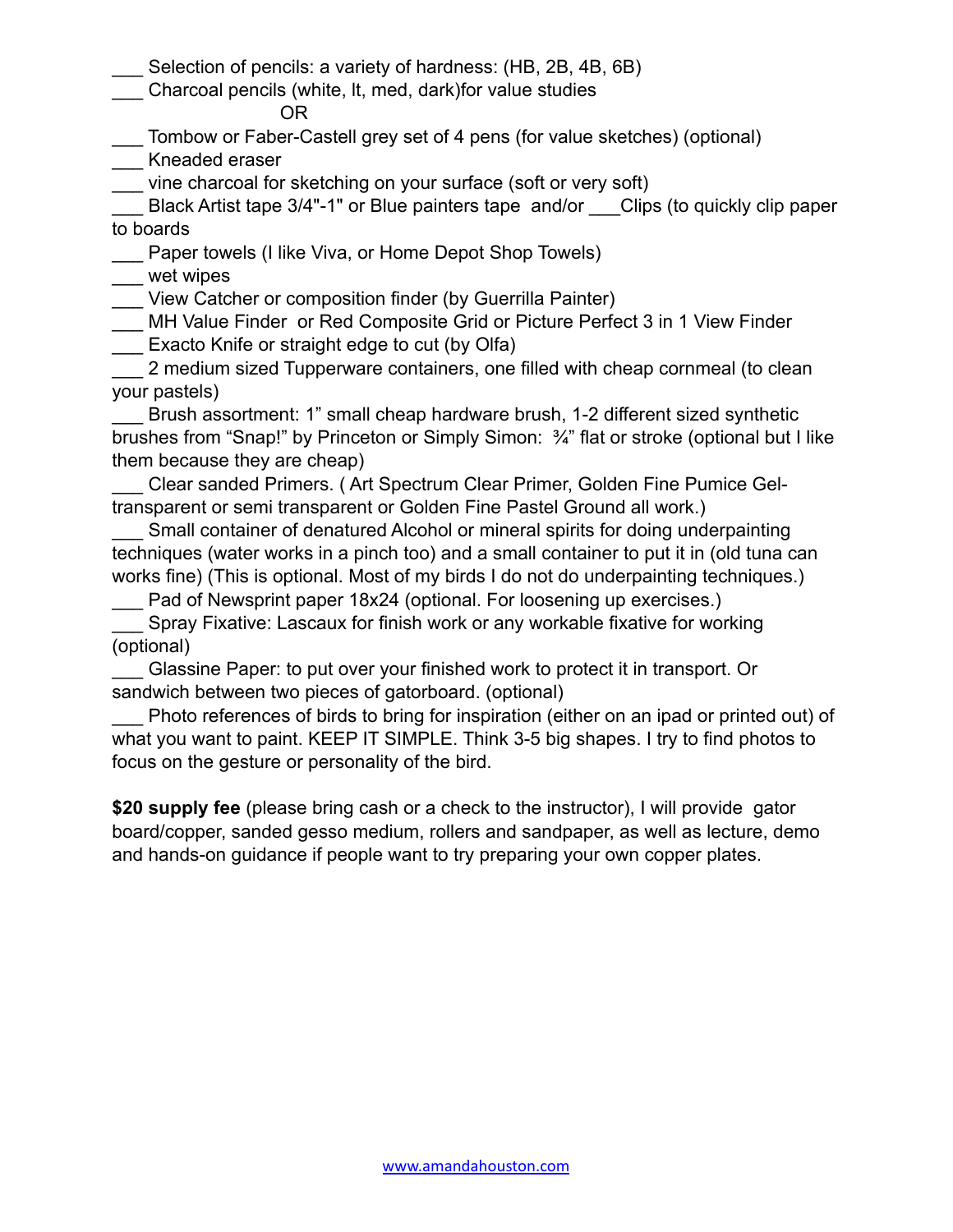___ Selection of pencils: a variety of hardness: (HB, 2B, 4B, 6B)
___ Charcoal pencils (white, lt, med, dark)for value studies
OR
___ Tombow or Faber-Castell grey set of 4 pens (for value sketches) (optional)
___ Kneaded eraser
___ vine charcoal for sketching on your surface (soft or very soft)
___ Black Artist tape 3/4"-1" or Blue painters tape and/or ___Clips (to quickly clip paper to boards
___ Paper towels (I like Viva, or Home Depot Shop Towels)
___ wet wipes
___ View Catcher or composition finder (by Guerrilla Painter)
___ MH Value Finder or Red Composite Grid or Picture Perfect 3 in 1 View Finder
___ Exacto Knife or straight edge to cut (by Olfa)
___ 2 medium sized Tupperware containers, one filled with cheap cornmeal (to clean your pastels)
___ Brush assortment: 1" small cheap hardware brush, 1-2 different sized synthetic brushes from "Snap!" by Princeton or Simply Simon: ¾" flat or stroke (optional but I like them because they are cheap)
___ Clear sanded Primers. ( Art Spectrum Clear Primer, Golden Fine Pumice Gel-transparent or semi transparent or Golden Fine Pastel Ground all work.)
___ Small container of denatured Alcohol or mineral spirits for doing underpainting techniques (water works in a pinch too) and a small container to put it in (old tuna can works fine) (This is optional. Most of my birds I do not do underpainting techniques.)
___ Pad of Newsprint paper 18x24 (optional. For loosening up exercises.)
___ Spray Fixative: Lascaux for finish work or any workable fixative for working (optional)
___ Glassine Paper: to put over your finished work to protect it in transport. Or sandwich between two pieces of gatorboard. (optional)
___ Photo references of birds to bring for inspiration (either on an ipad or printed out) of what you want to paint. KEEP IT SIMPLE. Think 3-5 big shapes. I try to find photos to focus on the gesture or personality of the bird.

**$20 supply fee** (please bring cash or a check to the instructor), I will provide gator board/copper, sanded gesso medium, rollers and sandpaper, as well as lecture, demo and hands-on guidance if people want to try preparing your own copper plates.

www.amandahouston.com